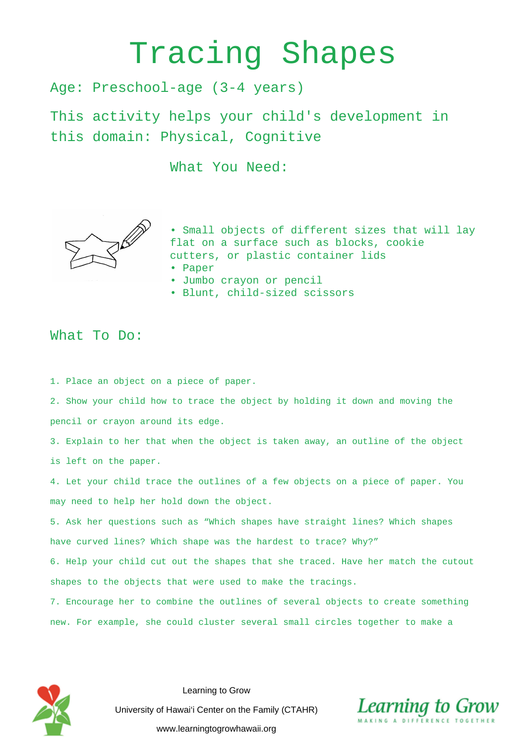# Tracing Shapes

Age: Preschool-age (3-4 years)

This activity helps your child's development in this domain: Physical, Cognitive

## What You Need:

- Small objects of different sizes that will lay flat on a surface such as blocks, cookie cutters, or plastic container lids
- Paper
- Jumbo crayon or pencil
- Blunt, child-sized scissors

## What To Do:

1. Place an object on a piece of paper.
2. Show your child how to trace the object by holding it down and moving the pencil or crayon around its edge.
3. Explain to her that when the object is taken away, an outline of the object is left on the paper.
4. Let your child trace the outlines of a few objects on a piece of paper. You may need to help her hold down the object.
5. Ask her questions such as "Which shapes have straight lines? Which shapes have curved lines? Which shape was the hardest to trace? Why?"
6. Help your child cut out the shapes that she traced. Have her match the cutout shapes to the objects that were used to make the tracings.
7. Encourage her to combine the outlines of several objects to create something new. For example, she could cluster several small circles together to make a

Learning to Grow

University of Hawaiʻi Center on the Family (CTAHR)

www.learningtogrowhawaii.org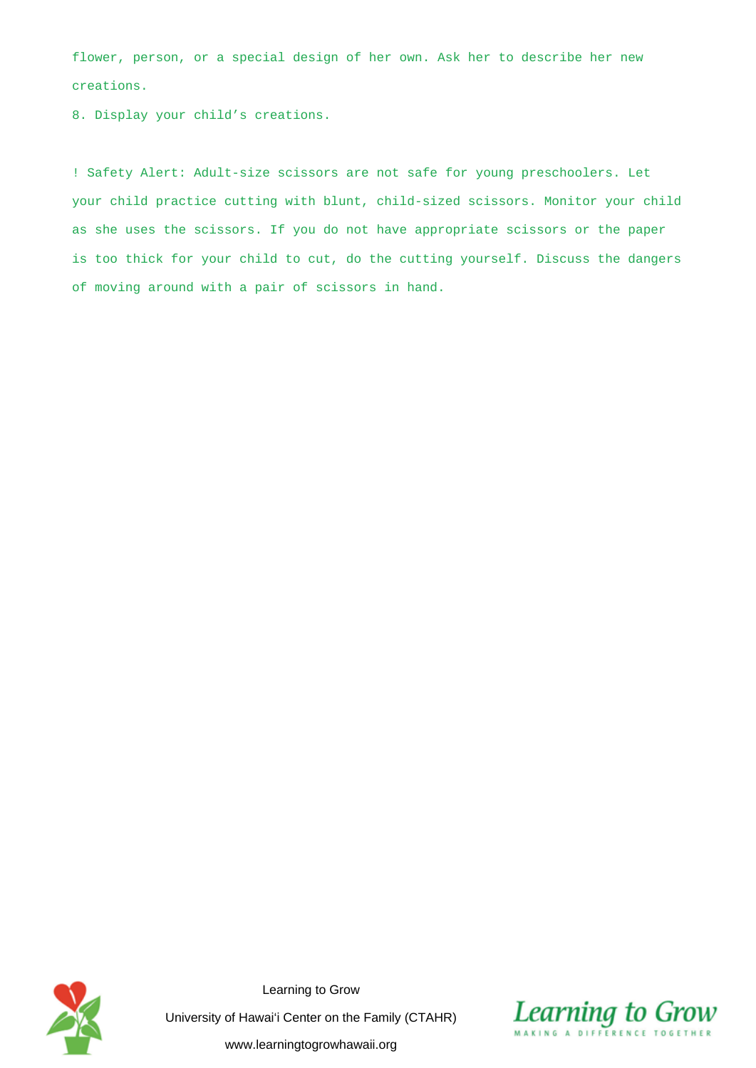flower, person, or a special design of her own. Ask her to describe her new creations.

8. Display your child's creations.

! Safety Alert: Adult-size scissors are not safe for young preschoolers. Let your child practice cutting with blunt, child-sized scissors. Monitor your child as she uses the scissors. If you do not have appropriate scissors or the paper is too thick for your child to cut, do the cutting yourself. Discuss the dangers of moving around with a pair of scissors in hand.